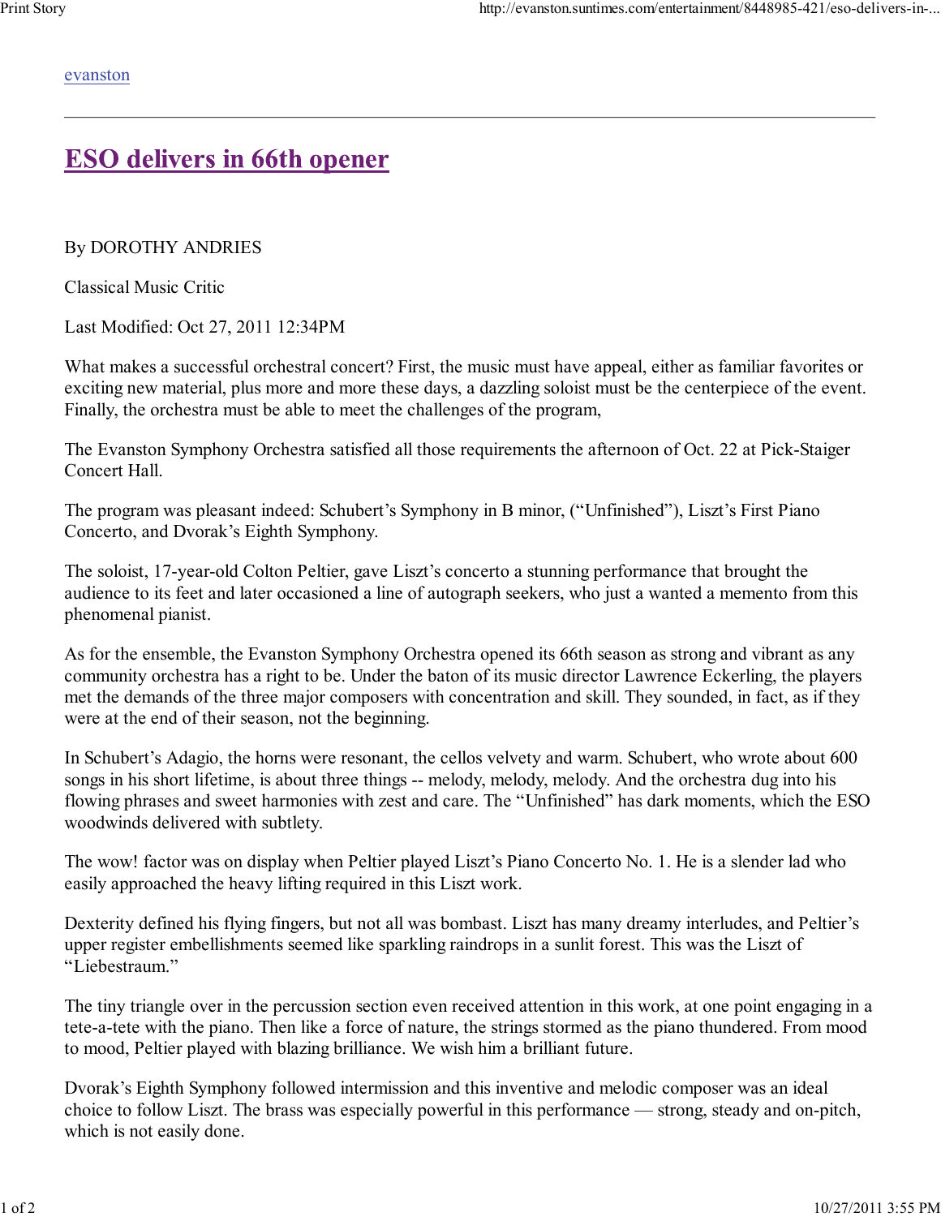evanston

# ESO delivers in 66th opener

By DOROTHY ANDRIES

Classical Music Critic

Last Modified: Oct 27, 2011 12:34PM

What makes a successful orchestral concert? First, the music must have appeal, either as familiar favorites or exciting new material, plus more and more these days, a dazzling soloist must be the centerpiece of the event. Finally, the orchestra must be able to meet the challenges of the program,

The Evanston Symphony Orchestra satisfied all those requirements the afternoon of Oct. 22 at Pick-Staiger Concert Hall.

The program was pleasant indeed: Schubert's Symphony in B minor, ("Unfinished"), Liszt's First Piano Concerto, and Dvorak's Eighth Symphony.

The soloist, 17-year-old Colton Peltier, gave Liszt's concerto a stunning performance that brought the audience to its feet and later occasioned a line of autograph seekers, who just a wanted a memento from this phenomenal pianist.

As for the ensemble, the Evanston Symphony Orchestra opened its 66th season as strong and vibrant as any community orchestra has a right to be. Under the baton of its music director Lawrence Eckerling, the players met the demands of the three major composers with concentration and skill. They sounded, in fact, as if they were at the end of their season, not the beginning.

In Schubert's Adagio, the horns were resonant, the cellos velvety and warm. Schubert, who wrote about 600 songs in his short lifetime, is about three things -- melody, melody, melody. And the orchestra dug into his flowing phrases and sweet harmonies with zest and care. The "Unfinished" has dark moments, which the ESO woodwinds delivered with subtlety.

The wow! factor was on display when Peltier played Liszt's Piano Concerto No. 1. He is a slender lad who easily approached the heavy lifting required in this Liszt work.

Dexterity defined his flying fingers, but not all was bombast. Liszt has many dreamy interludes, and Peltier's upper register embellishments seemed like sparkling raindrops in a sunlit forest. This was the Liszt of "Liebestraum."

The tiny triangle over in the percussion section even received attention in this work, at one point engaging in a tete-a-tete with the piano. Then like a force of nature, the strings stormed as the piano thundered. From mood to mood, Peltier played with blazing brilliance. We wish him a brilliant future.

Dvorak's Eighth Symphony followed intermission and this inventive and melodic composer was an ideal choice to follow Liszt. The brass was especially powerful in this performance — strong, steady and on-pitch, which is not easily done.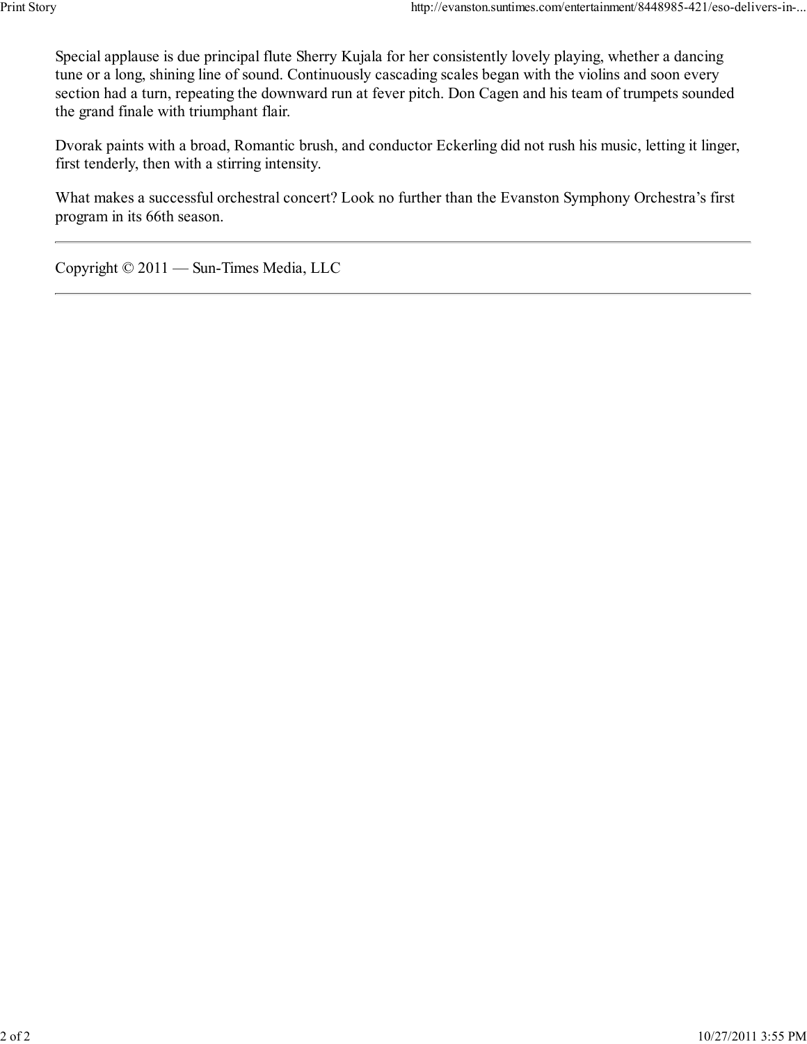Special applause is due principal flute Sherry Kujala for her consistently lovely playing, whether a dancing tune or a long, shining line of sound. Continuously cascading scales began with the violins and soon every section had a turn, repeating the downward run at fever pitch. Don Cagen and his team of trumpets sounded the grand finale with triumphant flair.

Dvorak paints with a broad, Romantic brush, and conductor Eckerling did not rush his music, letting it linger, first tenderly, then with a stirring intensity.

What makes a successful orchestral concert? Look no further than the Evanston Symphony Orchestra's first program in its 66th season.

---

Copyright © 2011 — Sun-Times Media, LLC

---